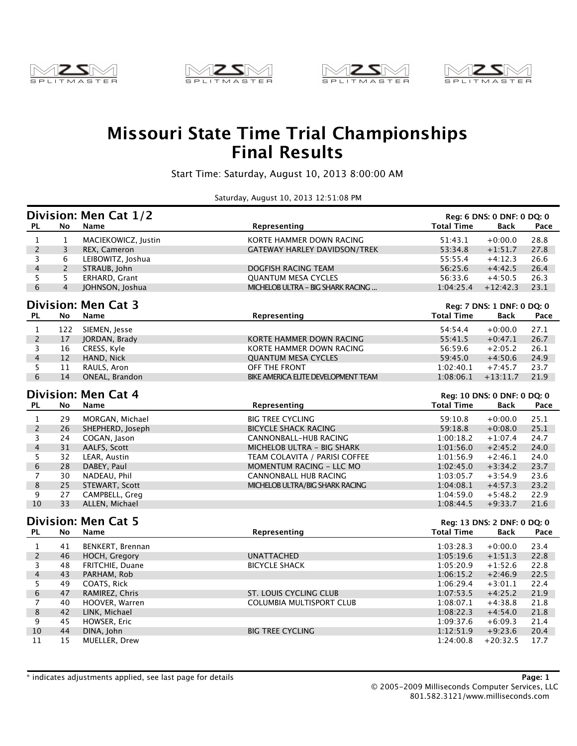# Missouri State Time Trial Championships
# Final Results

Start Time: Saturday, August 10, 2013 8:00:00 AM

Saturday, August 10, 2013 12:51:08 PM

## Division: Men Cat 1/2

Reg: 6 DNS: 0 DNF: 0 DQ: 0

| PL | No | Name | Representing | Total Time | Back | Pace |
|---|---|---|---|---|---|---|
| 1 | 1 | MACIEKOWICZ, Justin | KORTE HAMMER DOWN RACING | 51:43.1 | +0:00.0 | 28.8 |
| 2 | 3 | REX, Cameron | GATEWAY HARLEY DAVIDSON/TREK | 53:34.8 | +1:51.7 | 27.8 |
| 3 | 6 | LEIBOWITZ, Joshua | | 55:55.4 | +4:12.3 | 26.6 |
| 4 | 2 | STRAUB, John | DOGFISH RACING TEAM | 56:25.6 | +4:42.5 | 26.4 |
| 5 | 5 | ERHARD, Grant | QUANTUM MESA CYCLES | 56:33.6 | +4:50.5 | 26.3 |
| 6 | 4 | JOHNSON, Joshua | MICHELOB ULTRA - BIG SHARK RACING ... | 1:04:25.4 | +12:42.3 | 23.1 |

## Division: Men Cat 3

Reg: 7 DNS: 1 DNF: 0 DQ: 0

| PL | No | Name | Representing | Total Time | Back | Pace |
|---|---|---|---|---|---|---|
| 1 | 122 | SIEMEN, Jesse | | 54:54.4 | +0:00.0 | 27.1 |
| 2 | 17 | JORDAN, Brady | KORTE HAMMER DOWN RACING | 55:41.5 | +0:47.1 | 26.7 |
| 3 | 16 | CRESS, Kyle | KORTE HAMMER DOWN RACING | 56:59.6 | +2:05.2 | 26.1 |
| 4 | 12 | HAND, Nick | QUANTUM MESA CYCLES | 59:45.0 | +4:50.6 | 24.9 |
| 5 | 11 | RAULS, Aron | OFF THE FRONT | 1:02:40.1 | +7:45.7 | 23.7 |
| 6 | 14 | ONEAL, Brandon | BIKE AMERICA ELITE DEVELOPMENT TEAM | 1:08:06.1 | +13:11.7 | 21.9 |

## Division: Men Cat 4

Reg: 10 DNS: 0 DNF: 0 DQ: 0

| PL | No | Name | Representing | Total Time | Back | Pace |
|---|---|---|---|---|---|---|
| 1 | 29 | MORGAN, Michael | BIG TREE CYCLING | 59:10.8 | +0:00.0 | 25.1 |
| 2 | 26 | SHEPHERD, Joseph | BICYCLE SHACK RACING | 59:18.8 | +0:08.0 | 25.1 |
| 3 | 24 | COGAN, Jason | CANNONBALL-HUB RACING | 1:00:18.2 | +1:07.4 | 24.7 |
| 4 | 31 | AALFS, Scott | MICHELOB ULTRA - BIG SHARK | 1:01:56.0 | +2:45.2 | 24.0 |
| 5 | 32 | LEAR, Austin | TEAM COLAVITA / PARISI COFFEE | 1:01:56.9 | +2:46.1 | 24.0 |
| 6 | 28 | DABEY, Paul | MOMENTUM RACING - LLC MO | 1:02:45.0 | +3:34.2 | 23.7 |
| 7 | 30 | NADEAU, Phil | CANNONBALL HUB RACING | 1:03:05.7 | +3:54.9 | 23.6 |
| 8 | 25 | STEWART, Scott | MICHELOB ULTRA/BIG SHARK RACING | 1:04:08.1 | +4:57.3 | 23.2 |
| 9 | 27 | CAMPBELL, Greg | | 1:04:59.0 | +5:48.2 | 22.9 |
| 10 | 33 | ALLEN, Michael | | 1:08:44.5 | +9:33.7 | 21.6 |

## Division: Men Cat 5

Reg: 13 DNS: 2 DNF: 0 DQ: 0

| PL | No | Name | Representing | Total Time | Back | Pace |
|---|---|---|---|---|---|---|
| 1 | 41 | BENKERT, Brennan | | 1:03:28.3 | +0:00.0 | 23.4 |
| 2 | 46 | HOCH, Gregory | UNATTACHED | 1:05:19.6 | +1:51.3 | 22.8 |
| 3 | 48 | FRITCHIE, Duane | BICYCLE SHACK | 1:05:20.9 | +1:52.6 | 22.8 |
| 4 | 43 | PARHAM, Rob | | 1:06:15.2 | +2:46.9 | 22.5 |
| 5 | 49 | COATS, Rick | | 1:06:29.4 | +3:01.1 | 22.4 |
| 6 | 47 | RAMIREZ, Chris | ST. LOUIS CYCLING CLUB | 1:07:53.5 | +4:25.2 | 21.9 |
| 7 | 40 | HOOVER, Warren | COLUMBIA MULTISPORT CLUB | 1:08:07.1 | +4:38.8 | 21.8 |
| 8 | 42 | LINK, Michael | | 1:08:22.3 | +4:54.0 | 21.8 |
| 9 | 45 | HOWSER, Eric | | 1:09:37.6 | +6:09.3 | 21.4 |
| 10 | 44 | DINA, John | BIG TREE CYCLING | 1:12:51.9 | +9:23.6 | 20.4 |
| 11 | 15 | MUELLER, Drew | | 1:24:00.8 | +20:32.5 | 17.7 |

* indicates adjustments applied, see last page for details

© 2005-2009 Milliseconds Computer Services, LLC
801.582.3121/www.milliseconds.com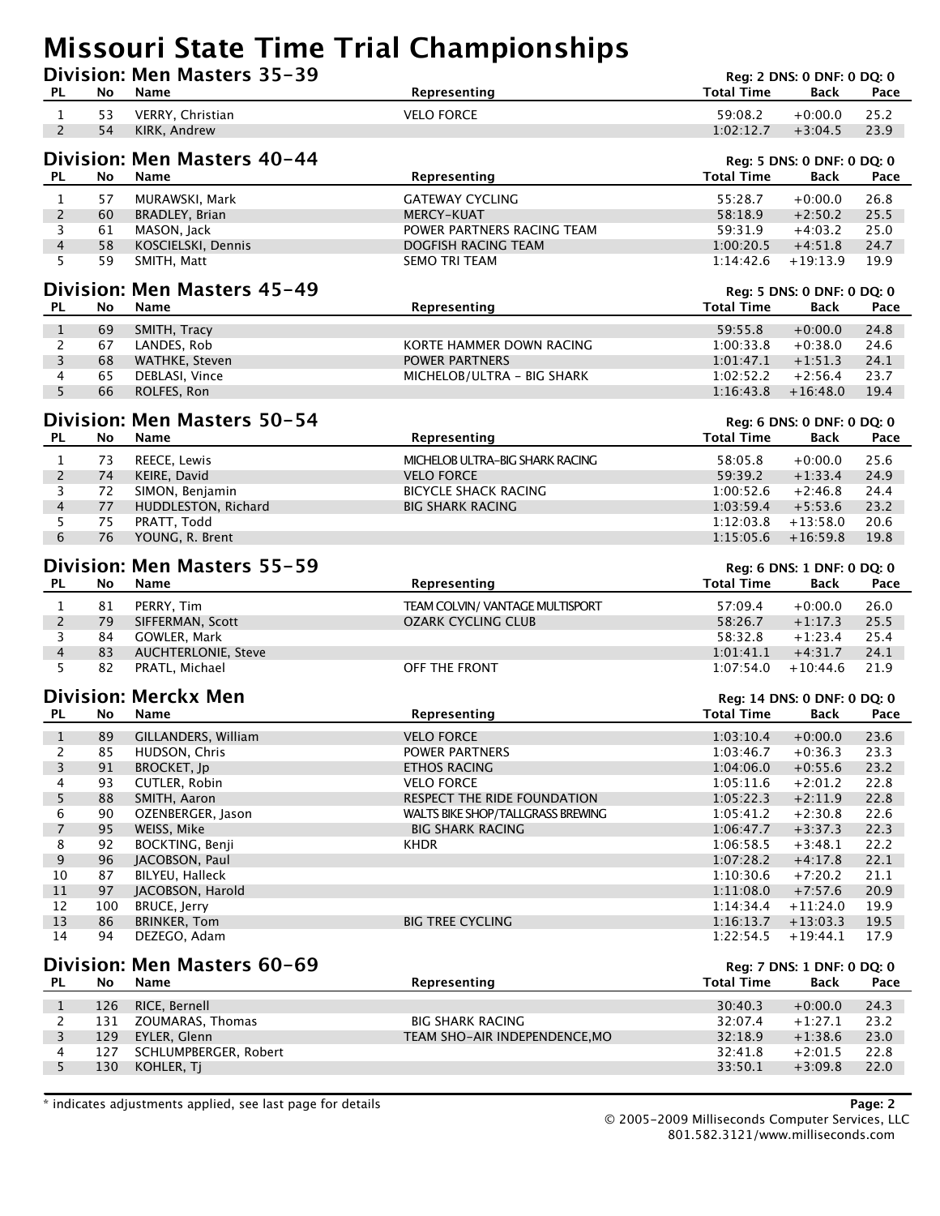# Missouri State Time Trial Championships

## Division: Men Masters 35-39

Reg: 2 DNS: 0 DNF: 0 DQ: 0

| PL | No | Name | Representing | Total Time | Back | Pace |
|---|---|---|---|---|---|---|
| 1 | 53 | VERRY, Christian | VELO FORCE | 59:08.2 | +0:00.0 | 25.2 |
| 2 | 54 | KIRK, Andrew | | 1:02:12.7 | +3:04.5 | 23.9 |

## Division: Men Masters 40-44

Reg: 5 DNS: 0 DNF: 0 DQ: 0

| PL | No | Name | Representing | Total Time | Back | Pace |
|---|---|---|---|---|---|---|
| 1 | 57 | MURAWSKI, Mark | GATEWAY CYCLING | 55:28.7 | +0:00.0 | 26.8 |
| 2 | 60 | BRADLEY, Brian | MERCY-KUAT | 58:18.9 | +2:50.2 | 25.5 |
| 3 | 61 | MASON, Jack | POWER PARTNERS RACING TEAM | 59:31.9 | +4:03.2 | 25.0 |
| 4 | 58 | KOSCIELSKI, Dennis | DOGFISH RACING TEAM | 1:00:20.5 | +4:51.8 | 24.7 |
| 5 | 59 | SMITH, Matt | SEMO TRI TEAM | 1:14:42.6 | +19:13.9 | 19.9 |

## Division: Men Masters 45-49

Reg: 5 DNS: 0 DNF: 0 DQ: 0

| PL | No | Name | Representing | Total Time | Back | Pace |
|---|---|---|---|---|---|---|
| 1 | 69 | SMITH, Tracy | | 59:55.8 | +0:00.0 | 24.8 |
| 2 | 67 | LANDES, Rob | KORTE HAMMER DOWN RACING | 1:00:33.8 | +0:38.0 | 24.6 |
| 3 | 68 | WATHKE, Steven | POWER PARTNERS | 1:01:47.1 | +1:51.3 | 24.1 |
| 4 | 65 | DEBLASI, Vince | MICHELOB/ULTRA - BIG SHARK | 1:02:52.2 | +2:56.4 | 23.7 |
| 5 | 66 | ROLFES, Ron | | 1:16:43.8 | +16:48.0 | 19.4 |

## Division: Men Masters 50-54

Reg: 6 DNS: 0 DNF: 0 DQ: 0

| PL | No | Name | Representing | Total Time | Back | Pace |
|---|---|---|---|---|---|---|
| 1 | 73 | REECE, Lewis | MICHELOB ULTRA-BIG SHARK RACING | 58:05.8 | +0:00.0 | 25.6 |
| 2 | 74 | KEIRE, David | VELO FORCE | 59:39.2 | +1:33.4 | 24.9 |
| 3 | 72 | SIMON, Benjamin | BICYCLE SHACK RACING | 1:00:52.6 | +2:46.8 | 24.4 |
| 4 | 77 | HUDDLESTON, Richard | BIG SHARK RACING | 1:03:59.4 | +5:53.6 | 23.2 |
| 5 | 75 | PRATT, Todd | | 1:12:03.8 | +13:58.0 | 20.6 |
| 6 | 76 | YOUNG, R. Brent | | 1:15:05.6 | +16:59.8 | 19.8 |

## Division: Men Masters 55-59

Reg: 6 DNS: 1 DNF: 0 DQ: 0

| PL | No | Name | Representing | Total Time | Back | Pace |
|---|---|---|---|---|---|---|
| 1 | 81 | PERRY, Tim | TEAM COLVIN/ VANTAGE MULTISPORT | 57:09.4 | +0:00.0 | 26.0 |
| 2 | 79 | SIFFERMAN, Scott | OZARK CYCLING CLUB | 58:26.7 | +1:17.3 | 25.5 |
| 3 | 84 | GOWLER, Mark | | 58:32.8 | +1:23.4 | 25.4 |
| 4 | 83 | AUCHTERLONIE, Steve | | 1:01:41.1 | +4:31.7 | 24.1 |
| 5 | 82 | PRATL, Michael | OFF THE FRONT | 1:07:54.0 | +10:44.6 | 21.9 |

## Division: Merckx Men

Reg: 14 DNS: 0 DNF: 0 DQ: 0

| PL | No | Name | Representing | Total Time | Back | Pace |
|---|---|---|---|---|---|---|
| 1 | 89 | GILLANDERS, William | VELO FORCE | 1:03:10.4 | +0:00.0 | 23.6 |
| 2 | 85 | HUDSON, Chris | POWER PARTNERS | 1:03:46.7 | +0:36.3 | 23.3 |
| 3 | 91 | BROCKET, Jp | ETHOS RACING | 1:04:06.0 | +0:55.6 | 23.2 |
| 4 | 93 | CUTLER, Robin | VELO FORCE | 1:05:11.6 | +2:01.2 | 22.8 |
| 5 | 88 | SMITH, Aaron | RESPECT THE RIDE FOUNDATION | 1:05:22.3 | +2:11.9 | 22.8 |
| 6 | 90 | OZENBERGER, Jason | WALTS BIKE SHOP/TALLGRASS BREWING | 1:05:41.2 | +2:30.8 | 22.6 |
| 7 | 95 | WEISS, Mike | BIG SHARK RACING | 1:06:47.7 | +3:37.3 | 22.3 |
| 8 | 92 | BOCKTING, Benji | KHDR | 1:06:58.5 | +3:48.1 | 22.2 |
| 9 | 96 | JACOBSON, Paul | | 1:07:28.2 | +4:17.8 | 22.1 |
| 10 | 87 | BILYEU, Halleck | | 1:10:30.6 | +7:20.2 | 21.1 |
| 11 | 97 | JACOBSON, Harold | | 1:11:08.0 | +7:57.6 | 20.9 |
| 12 | 100 | BRUCE, Jerry | | 1:14:34.4 | +11:24.0 | 19.9 |
| 13 | 86 | BRINKER, Tom | BIG TREE CYCLING | 1:16:13.7 | +13:03.3 | 19.5 |
| 14 | 94 | DEZEGO, Adam | | 1:22:54.5 | +19:44.1 | 17.9 |

## Division: Men Masters 60-69

Reg: 7 DNS: 1 DNF: 0 DQ: 0

| PL | No | Name | Representing | Total Time | Back | Pace |
|---|---|---|---|---|---|---|
| 1 | 126 | RICE, Bernell | | 30:40.3 | +0:00.0 | 24.3 |
| 2 | 131 | ZOUMARAS, Thomas | BIG SHARK RACING | 32:07.4 | +1:27.1 | 23.2 |
| 3 | 129 | EYLER, Glenn | TEAM SHO-AIR INDEPENDENCE,MO | 32:18.9 | +1:38.6 | 23.0 |
| 4 | 127 | SCHLUMPBERGER, Robert | | 32:41.8 | +2:01.5 | 22.8 |
| 5 | 130 | KOHLER, Tj | | 33:50.1 | +3:09.8 | 22.0 |

* indicates adjustments applied, see last page for details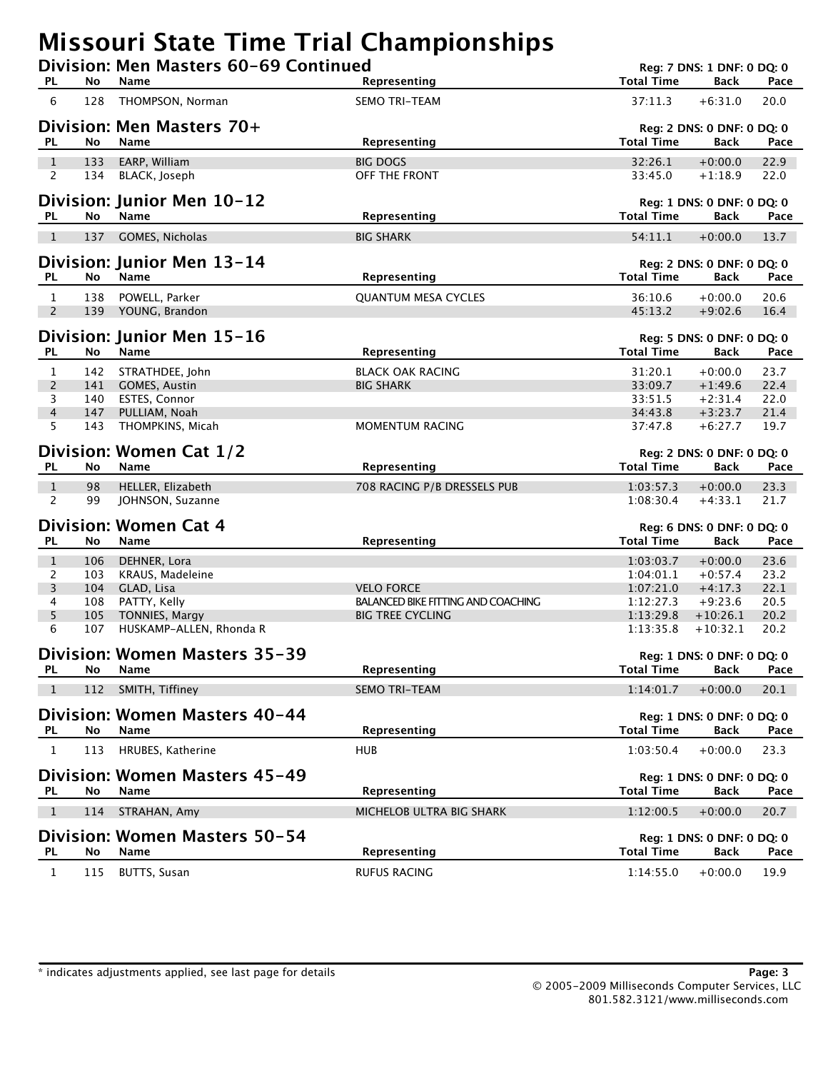# Missouri State Time Trial Championships

## Division: Men Masters 60-69 Continued

Reg: 7 DNS: 1 DNF: 0 DQ: 0

| PL | No | Name | Representing | Total Time | Back | Pace |
|---|---|---|---|---|---|---|
| 6 | 128 | THOMPSON, Norman | SEMO TRI-TEAM | 37:11.3 | +6:31.0 | 20.0 |

## Division: Men Masters 70+

Reg: 2 DNS: 0 DNF: 0 DQ: 0

| PL | No | Name | Representing | Total Time | Back | Pace |
|---|---|---|---|---|---|---|
| 1 | 133 | EARP, William | BIG DOGS | 32:26.1 | +0:00.0 | 22.9 |
| 2 | 134 | BLACK, Joseph | OFF THE FRONT | 33:45.0 | +1:18.9 | 22.0 |

## Division: Junior Men 10-12

Reg: 1 DNS: 0 DNF: 0 DQ: 0

| PL | No | Name | Representing | Total Time | Back | Pace |
|---|---|---|---|---|---|---|
| 1 | 137 | GOMES, Nicholas | BIG SHARK | 54:11.1 | +0:00.0 | 13.7 |

## Division: Junior Men 13-14

Reg: 2 DNS: 0 DNF: 0 DQ: 0

| PL | No | Name | Representing | Total Time | Back | Pace |
|---|---|---|---|---|---|---|
| 1 | 138 | POWELL, Parker | QUANTUM MESA CYCLES | 36:10.6 | +0:00.0 | 20.6 |
| 2 | 139 | YOUNG, Brandon | | 45:13.2 | +9:02.6 | 16.4 |

## Division: Junior Men 15-16

Reg: 5 DNS: 0 DNF: 0 DQ: 0

| PL | No | Name | Representing | Total Time | Back | Pace |
|---|---|---|---|---|---|---|
| 1 | 142 | STRATHDEE, John | BLACK OAK RACING | 31:20.1 | +0:00.0 | 23.7 |
| 2 | 141 | GOMES, Austin | BIG SHARK | 33:09.7 | +1:49.6 | 22.4 |
| 3 | 140 | ESTES, Connor | | 33:51.5 | +2:31.4 | 22.0 |
| 4 | 147 | PULLIAM, Noah | | 34:43.8 | +3:23.7 | 21.4 |
| 5 | 143 | THOMPKINS, Micah | MOMENTUM RACING | 37:47.8 | +6:27.7 | 19.7 |

## Division: Women Cat 1/2

Reg: 2 DNS: 0 DNF: 0 DQ: 0

| PL | No | Name | Representing | Total Time | Back | Pace |
|---|---|---|---|---|---|---|
| 1 | 98 | HELLER, Elizabeth | 708 RACING P/B DRESSELS PUB | 1:03:57.3 | +0:00.0 | 23.3 |
| 2 | 99 | JOHNSON, Suzanne | | 1:08:30.4 | +4:33.1 | 21.7 |

## Division: Women Cat 4

Reg: 6 DNS: 0 DNF: 0 DQ: 0

| PL | No | Name | Representing | Total Time | Back | Pace |
|---|---|---|---|---|---|---|
| 1 | 106 | DEHNER, Lora | | 1:03:03.7 | +0:00.0 | 23.6 |
| 2 | 103 | KRAUS, Madeleine | | 1:04:01.1 | +0:57.4 | 23.2 |
| 3 | 104 | GLAD, Lisa | VELO FORCE | 1:07:21.0 | +4:17.3 | 22.1 |
| 4 | 108 | PATTY, Kelly | BALANCED BIKE FITTING AND COACHING | 1:12:27.3 | +9:23.6 | 20.5 |
| 5 | 105 | TONNIES, Margy | BIG TREE CYCLING | 1:13:29.8 | +10:26.1 | 20.2 |
| 6 | 107 | HUSKAMP-ALLEN, Rhonda R | | 1:13:35.8 | +10:32.1 | 20.2 |

## Division: Women Masters 35-39

Reg: 1 DNS: 0 DNF: 0 DQ: 0

| PL | No | Name | Representing | Total Time | Back | Pace |
|---|---|---|---|---|---|---|
| 1 | 112 | SMITH, Tiffiney | SEMO TRI-TEAM | 1:14:01.7 | +0:00.0 | 20.1 |

## Division: Women Masters 40-44

Reg: 1 DNS: 0 DNF: 0 DQ: 0

| PL | No | Name | Representing | Total Time | Back | Pace |
|---|---|---|---|---|---|---|
| 1 | 113 | HRUBES, Katherine | HUB | 1:03:50.4 | +0:00.0 | 23.3 |

## Division: Women Masters 45-49

Reg: 1 DNS: 0 DNF: 0 DQ: 0

| PL | No | Name | Representing | Total Time | Back | Pace |
|---|---|---|---|---|---|---|
| 1 | 114 | STRAHAN, Amy | MICHELOB ULTRA BIG SHARK | 1:12:00.5 | +0:00.0 | 20.7 |

## Division: Women Masters 50-54

Reg: 1 DNS: 0 DNF: 0 DQ: 0

| PL | No | Name | Representing | Total Time | Back | Pace |
|---|---|---|---|---|---|---|
| 1 | 115 | BUTTS, Susan | RUFUS RACING | 1:14:55.0 | +0:00.0 | 19.9 |

* indicates adjustments applied, see last page for details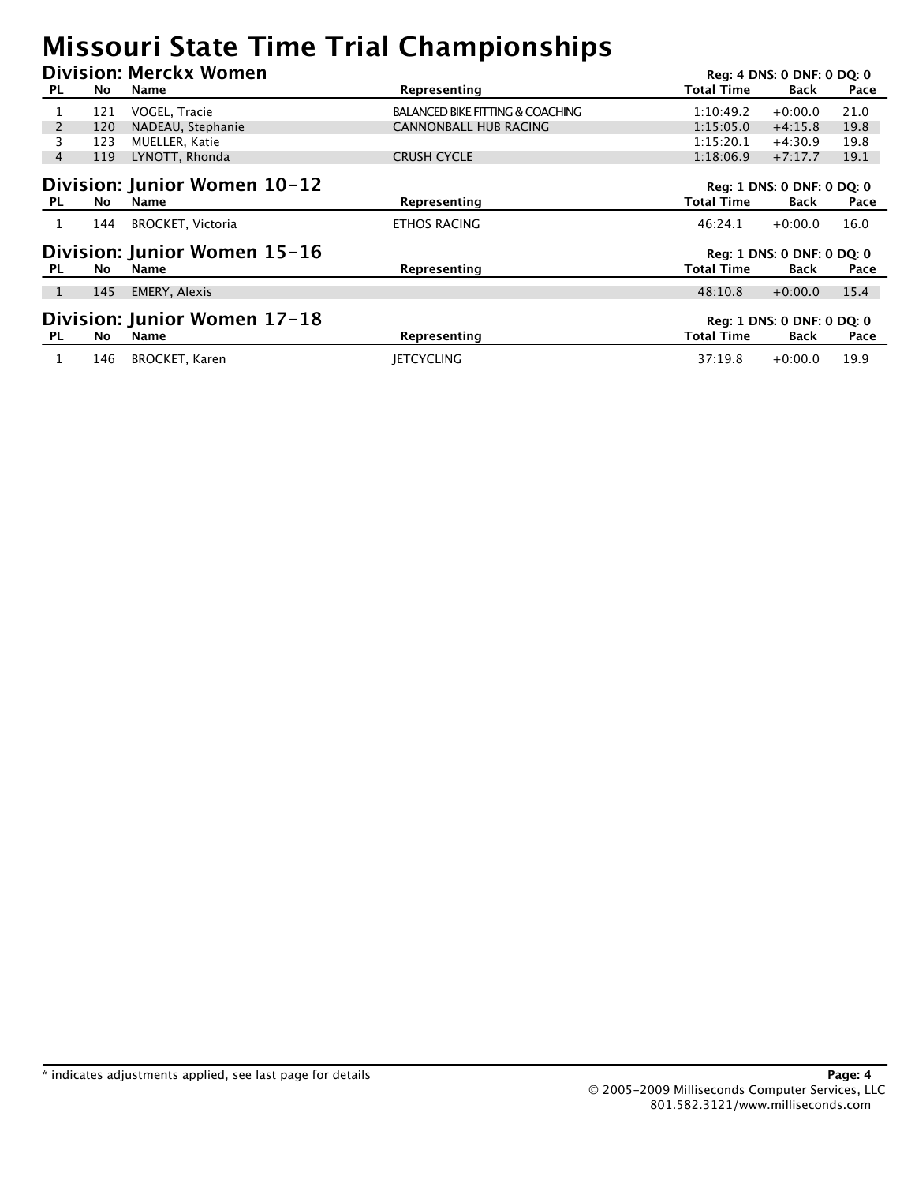# Missouri State Time Trial Championships

## Division: Merckx Women

Reg: 4 DNS: 0 DNF: 0 DQ: 0

| PL | No | Name | Representing | Total Time | Back | Pace |
|---|---|---|---|---|---|---|
| 1 | 121 | VOGEL, Tracie | BALANCED BIKE FITTING & COACHING | 1:10:49.2 | +0:00.0 | 21.0 |
| 2 | 120 | NADEAU, Stephanie | CANNONBALL HUB RACING | 1:15:05.0 | +4:15.8 | 19.8 |
| 3 | 123 | MUELLER, Katie | | 1:15:20.1 | +4:30.9 | 19.8 |
| 4 | 119 | LYNOTT, Rhonda | CRUSH CYCLE | 1:18:06.9 | +7:17.7 | 19.1 |

## Division: Junior Women 10-12

Reg: 1 DNS: 0 DNF: 0 DQ: 0

| PL | No | Name | Representing | Total Time | Back | Pace |
|---|---|---|---|---|---|---|
| 1 | 144 | BROCKET, Victoria | ETHOS RACING | 46:24.1 | +0:00.0 | 16.0 |

## Division: Junior Women 15-16

Reg: 1 DNS: 0 DNF: 0 DQ: 0

| PL | No | Name | Representing | Total Time | Back | Pace |
|---|---|---|---|---|---|---|
| 1 | 145 | EMERY, Alexis | | 48:10.8 | +0:00.0 | 15.4 |

## Division: Junior Women 17-18

Reg: 1 DNS: 0 DNF: 0 DQ: 0

| PL | No | Name | Representing | Total Time | Back | Pace |
|---|---|---|---|---|---|---|
| 1 | 146 | BROCKET, Karen | JETCYCLING | 37:19.8 | +0:00.0 | 19.9 |

* indicates adjustments applied, see last page for details

© 2005-2009 Milliseconds Computer Services, LLC
801.582.3121/www.milliseconds.com